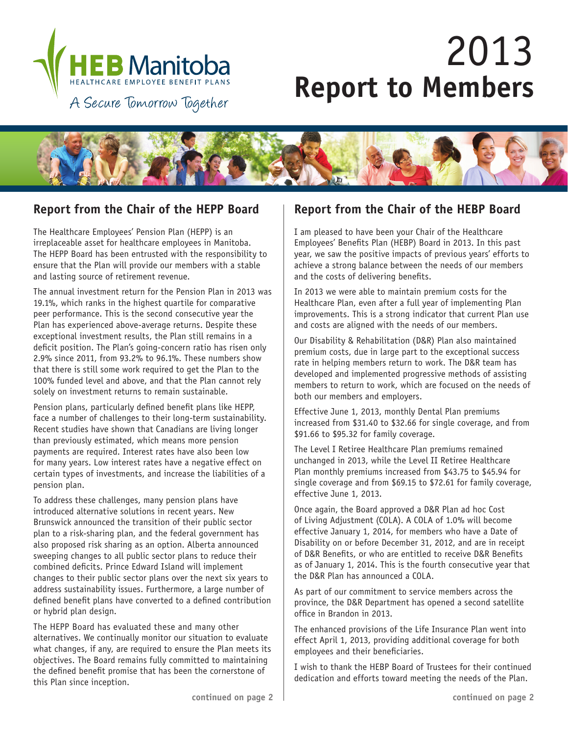HEB Manitoba
HEALTHCARE EMPLOYEE BENEFIT PLANS

A Secure Tomorrow Together

# 2013 Report to Members

## Report from the Chair of the HEPP Board

The Healthcare Employees' Pension Plan (HEPP) is an irreplaceable asset for healthcare employees in Manitoba. The HEPP Board has been entrusted with the responsibility to ensure that the Plan will provide our members with a stable and lasting source of retirement revenue.

The annual investment return for the Pension Plan in 2013 was 19.1%, which ranks in the highest quartile for comparative peer performance. This is the second consecutive year the Plan has experienced above-average returns. Despite these exceptional investment results, the Plan still remains in a deficit position. The Plan's going-concern ratio has risen only 2.9% since 2011, from 93.2% to 96.1%. These numbers show that there is still some work required to get the Plan to the 100% funded level and above, and that the Plan cannot rely solely on investment returns to remain sustainable.

Pension plans, particularly defined benefit plans like HEPP, face a number of challenges to their long-term sustainability. Recent studies have shown that Canadians are living longer than previously estimated, which means more pension payments are required. Interest rates have also been low for many years. Low interest rates have a negative effect on certain types of investments, and increase the liabilities of a pension plan.

To address these challenges, many pension plans have introduced alternative solutions in recent years. New Brunswick announced the transition of their public sector plan to a risk-sharing plan, and the federal government has also proposed risk sharing as an option. Alberta announced sweeping changes to all public sector plans to reduce their combined deficits. Prince Edward Island will implement changes to their public sector plans over the next six years to address sustainability issues. Furthermore, a large number of defined benefit plans have converted to a defined contribution or hybrid plan design.

The HEPP Board has evaluated these and many other alternatives. We continually monitor our situation to evaluate what changes, if any, are required to ensure the Plan meets its objectives. The Board remains fully committed to maintaining the defined benefit promise that has been the cornerstone of this Plan since inception.

**continued on page 2**

## Report from the Chair of the HEBP Board

I am pleased to have been your Chair of the Healthcare Employees' Benefits Plan (HEBP) Board in 2013. In this past year, we saw the positive impacts of previous years' efforts to achieve a strong balance between the needs of our members and the costs of delivering benefits.

In 2013 we were able to maintain premium costs for the Healthcare Plan, even after a full year of implementing Plan improvements. This is a strong indicator that current Plan use and costs are aligned with the needs of our members.

Our Disability & Rehabilitation (D&R) Plan also maintained premium costs, due in large part to the exceptional success rate in helping members return to work. The D&R team has developed and implemented progressive methods of assisting members to return to work, which are focused on the needs of both our members and employers.

Effective June 1, 2013, monthly Dental Plan premiums increased from $31.40 to $32.66 for single coverage, and from $91.66 to $95.32 for family coverage.

The Level I Retiree Healthcare Plan premiums remained unchanged in 2013, while the Level II Retiree Healthcare Plan monthly premiums increased from $43.75 to $45.94 for single coverage and from $69.15 to $72.61 for family coverage, effective June 1, 2013.

Once again, the Board approved a D&R Plan ad hoc Cost of Living Adjustment (COLA). A COLA of 1.0% will become effective January 1, 2014, for members who have a Date of Disability on or before December 31, 2012, and are in receipt of D&R Benefits, or who are entitled to receive D&R Benefits as of January 1, 2014. This is the fourth consecutive year that the D&R Plan has announced a COLA.

As part of our commitment to service members across the province, the D&R Department has opened a second satellite office in Brandon in 2013.

The enhanced provisions of the Life Insurance Plan went into effect April 1, 2013, providing additional coverage for both employees and their beneficiaries.

I wish to thank the HEBP Board of Trustees for their continued dedication and efforts toward meeting the needs of the Plan.

**continued on page 2**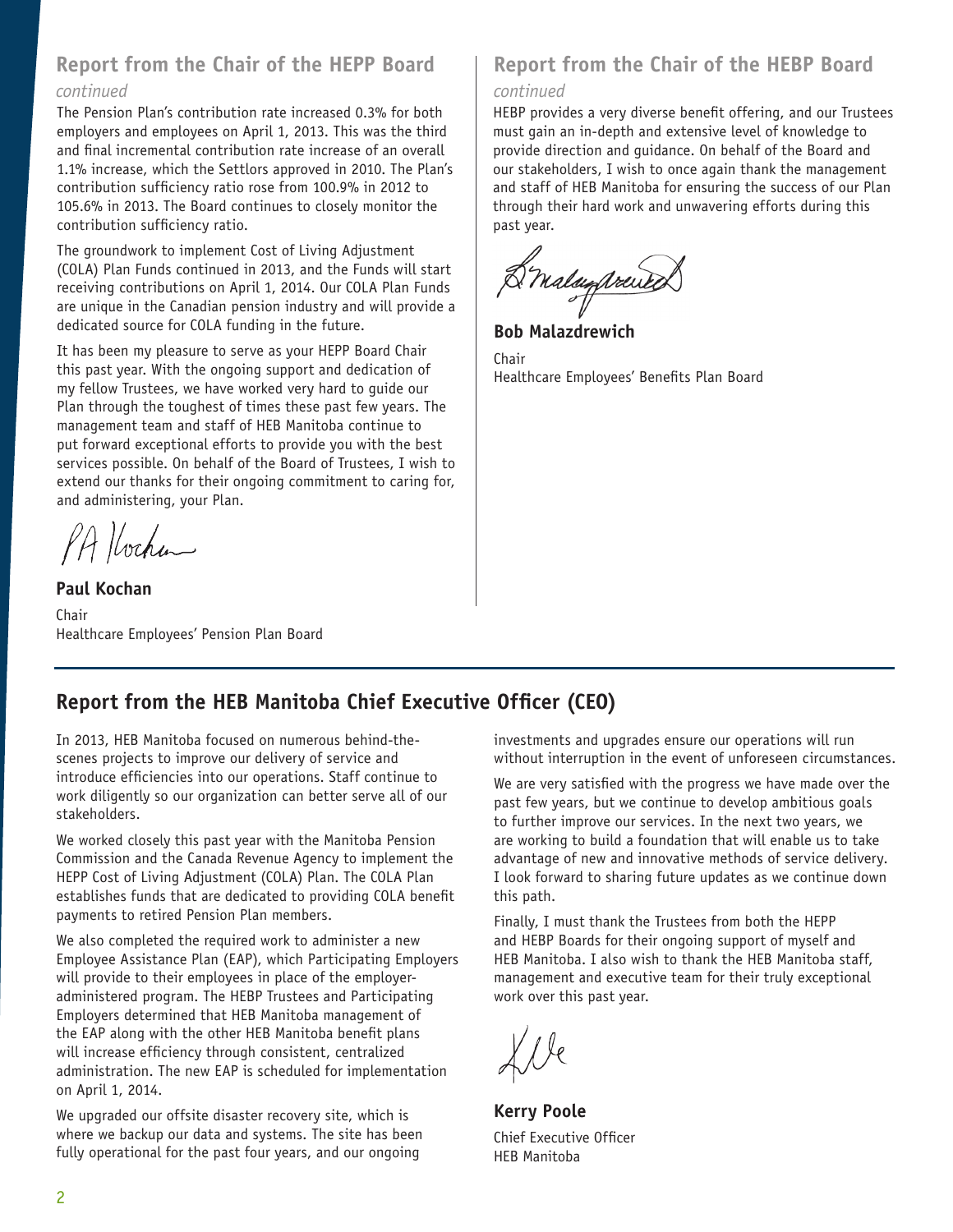## Report from the Chair of the HEPP Board

*continued*

The Pension Plan's contribution rate increased 0.3% for both employers and employees on April 1, 2013. This was the third and final incremental contribution rate increase of an overall 1.1% increase, which the Settlors approved in 2010. The Plan's contribution sufficiency ratio rose from 100.9% in 2012 to 105.6% in 2013. The Board continues to closely monitor the contribution sufficiency ratio.

The groundwork to implement Cost of Living Adjustment (COLA) Plan Funds continued in 2013, and the Funds will start receiving contributions on April 1, 2014. Our COLA Plan Funds are unique in the Canadian pension industry and will provide a dedicated source for COLA funding in the future.

It has been my pleasure to serve as your HEPP Board Chair this past year. With the ongoing support and dedication of my fellow Trustees, we have worked very hard to guide our Plan through the toughest of times these past few years. The management team and staff of HEB Manitoba continue to put forward exceptional efforts to provide you with the best services possible. On behalf of the Board of Trustees, I wish to extend our thanks for their ongoing commitment to caring for, and administering, your Plan.

**Paul Kochan**
Chair
Healthcare Employees' Pension Plan Board

## Report from the Chair of the HEBP Board

*continued*

HEBP provides a very diverse benefit offering, and our Trustees must gain an in-depth and extensive level of knowledge to provide direction and guidance. On behalf of the Board and our stakeholders, I wish to once again thank the management and staff of HEB Manitoba for ensuring the success of our Plan through their hard work and unwavering efforts during this past year.

**Bob Malazdrewich**
Chair
Healthcare Employees' Benefits Plan Board

## Report from the HEB Manitoba Chief Executive Officer (CEO)

In 2013, HEB Manitoba focused on numerous behind-the-scenes projects to improve our delivery of service and introduce efficiencies into our operations. Staff continue to work diligently so our organization can better serve all of our stakeholders.

We worked closely this past year with the Manitoba Pension Commission and the Canada Revenue Agency to implement the HEPP Cost of Living Adjustment (COLA) Plan. The COLA Plan establishes funds that are dedicated to providing COLA benefit payments to retired Pension Plan members.

We also completed the required work to administer a new Employee Assistance Plan (EAP), which Participating Employers will provide to their employees in place of the employer-administered program. The HEBP Trustees and Participating Employers determined that HEB Manitoba management of the EAP along with the other HEB Manitoba benefit plans will increase efficiency through consistent, centralized administration. The new EAP is scheduled for implementation on April 1, 2014.

We upgraded our offsite disaster recovery site, which is where we backup our data and systems. The site has been fully operational for the past four years, and our ongoing investments and upgrades ensure our operations will run without interruption in the event of unforeseen circumstances.

We are very satisfied with the progress we have made over the past few years, but we continue to develop ambitious goals to further improve our services. In the next two years, we are working to build a foundation that will enable us to take advantage of new and innovative methods of service delivery. I look forward to sharing future updates as we continue down this path.

Finally, I must thank the Trustees from both the HEPP and HEBP Boards for their ongoing support of myself and HEB Manitoba. I also wish to thank the HEB Manitoba staff, management and executive team for their truly exceptional work over this past year.

**Kerry Poole**
Chief Executive Officer
HEB Manitoba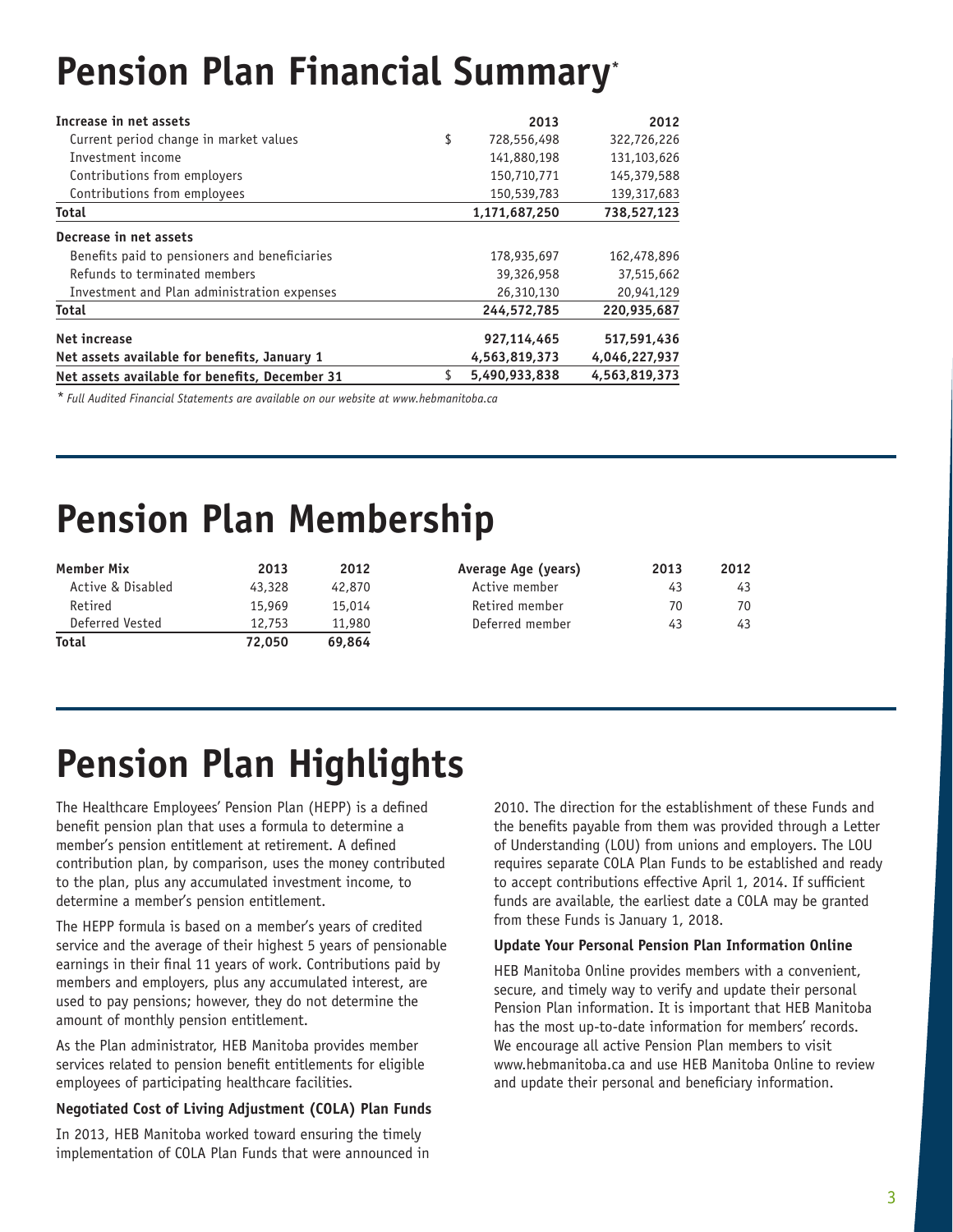# Pension Plan Financial Summary*

| Increase in net assets | | 2013 | 2012 |
|---|---|---|---|
| Current period change in market values | $ | 728,556,498 | 322,726,226 |
| Investment income | | 141,880,198 | 131,103,626 |
| Contributions from employers | | 150,710,771 | 145,379,588 |
| Contributions from employees | | 150,539,783 | 139,317,683 |
| **Total** | | **1,171,687,250** | **738,527,123** |
| **Decrease in net assets** | | | |
| Benefits paid to pensioners and beneficiaries | | 178,935,697 | 162,478,896 |
| Refunds to terminated members | | 39,326,958 | 37,515,662 |
| Investment and Plan administration expenses | | 26,310,130 | 20,941,129 |
| **Total** | | **244,572,785** | **220,935,687** |
| **Net increase** | | **927,114,465** | **517,591,436** |
| **Net assets available for benefits, January 1** | | **4,563,819,373** | **4,046,227,937** |
| **Net assets available for benefits, December 31** | $ | **5,490,933,838** | **4,563,819,373** |

*\* Full Audited Financial Statements are available on our website at www.hebmanitoba.ca*

# Pension Plan Membership

| Member Mix | 2013 | 2012 |
|---|---|---|
| Active & Disabled | 43,328 | 42,870 |
| Retired | 15,969 | 15,014 |
| Deferred Vested | 12,753 | 11,980 |
| **Total** | **72,050** | **69,864** |

| Average Age (years) | 2013 | 2012 |
|---|---|---|
| Active member | 43 | 43 |
| Retired member | 70 | 70 |
| Deferred member | 43 | 43 |

# Pension Plan Highlights

The Healthcare Employees' Pension Plan (HEPP) is a defined benefit pension plan that uses a formula to determine a member's pension entitlement at retirement. A defined contribution plan, by comparison, uses the money contributed to the plan, plus any accumulated investment income, to determine a member's pension entitlement.

The HEPP formula is based on a member's years of credited service and the average of their highest 5 years of pensionable earnings in their final 11 years of work. Contributions paid by members and employers, plus any accumulated interest, are used to pay pensions; however, they do not determine the amount of monthly pension entitlement.

As the Plan administrator, HEB Manitoba provides member services related to pension benefit entitlements for eligible employees of participating healthcare facilities.

**Negotiated Cost of Living Adjustment (COLA) Plan Funds**

In 2013, HEB Manitoba worked toward ensuring the timely implementation of COLA Plan Funds that were announced in 2010. The direction for the establishment of these Funds and the benefits payable from them was provided through a Letter of Understanding (LOU) from unions and employers. The LOU requires separate COLA Plan Funds to be established and ready to accept contributions effective April 1, 2014. If sufficient funds are available, the earliest date a COLA may be granted from these Funds is January 1, 2018.

**Update Your Personal Pension Plan Information Online**

HEB Manitoba Online provides members with a convenient, secure, and timely way to verify and update their personal Pension Plan information. It is important that HEB Manitoba has the most up-to-date information for members' records. We encourage all active Pension Plan members to visit www.hebmanitoba.ca and use HEB Manitoba Online to review and update their personal and beneficiary information.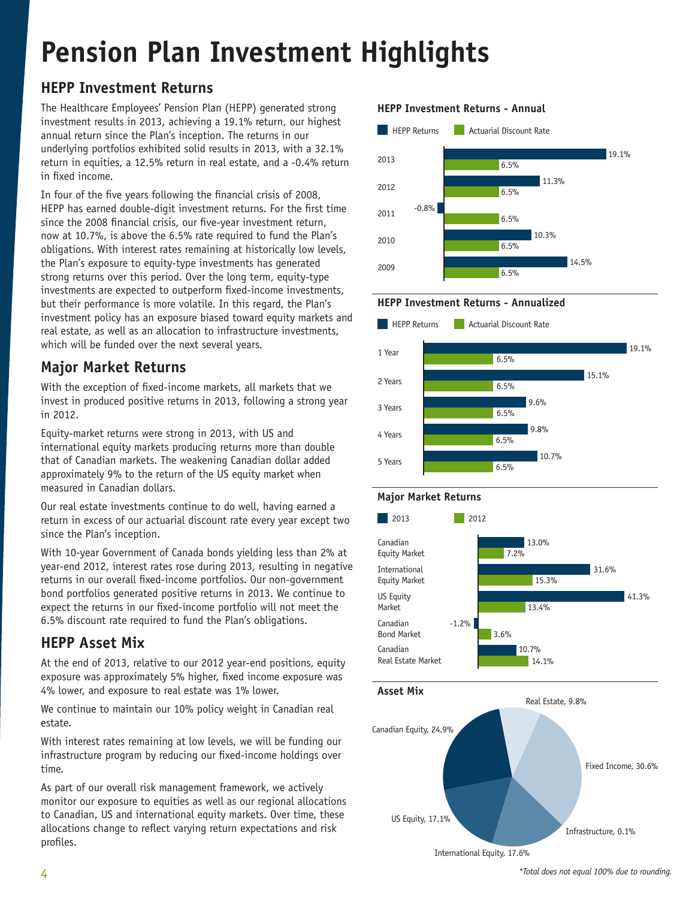# Pension Plan Investment Highlights

## HEPP Investment Returns

The Healthcare Employees' Pension Plan (HEPP) generated strong investment results in 2013, achieving a 19.1% return, our highest annual return since the Plan's inception. The returns in our underlying portfolios exhibited solid results in 2013, with a 32.1% return in equities, a 12.5% return in real estate, and a -0.4% return in fixed income.

In four of the five years following the financial crisis of 2008, HEPP has earned double-digit investment returns. For the first time since the 2008 financial crisis, our five-year investment return, now at 10.7%, is above the 6.5% rate required to fund the Plan's obligations. With interest rates remaining at historically low levels, the Plan's exposure to equity-type investments has generated strong returns over this period. Over the long term, equity-type investments are expected to outperform fixed-income investments, but their performance is more volatile. In this regard, the Plan's investment policy has an exposure biased toward equity markets and real estate, as well as an allocation to infrastructure investments, which will be funded over the next several years.

## Major Market Returns

With the exception of fixed-income markets, all markets that we invest in produced positive returns in 2013, following a strong year in 2012.

Equity-market returns were strong in 2013, with US and international equity markets producing returns more than double that of Canadian markets. The weakening Canadian dollar added approximately 9% to the return of the US equity market when measured in Canadian dollars.

Our real estate investments continue to do well, having earned a return in excess of our actuarial discount rate every year except two since the Plan's inception.

With 10-year Government of Canada bonds yielding less than 2% at year-end 2012, interest rates rose during 2013, resulting in negative returns in our overall fixed-income portfolios. Our non-government bond portfolios generated positive returns in 2013. We continue to expect the returns in our fixed-income portfolio will not meet the 6.5% discount rate required to fund the Plan's obligations.

## HEPP Asset Mix

At the end of 2013, relative to our 2012 year-end positions, equity exposure was approximately 5% higher, fixed income exposure was 4% lower, and exposure to real estate was 1% lower.

We continue to maintain our 10% policy weight in Canadian real estate.

With interest rates remaining at low levels, we will be funding our infrastructure program by reducing our fixed-income holdings over time.

As part of our overall risk management framework, we actively monitor our exposure to equities as well as our regional allocations to Canadian, US and international equity markets. Over time, these allocations change to reflect varying return expectations and risk profiles.

### HEPP Investment Returns - Annual

| Year | HEPP Returns | Actuarial Discount Rate |
| --- | --- | --- |
| 2013 | 19.1% | 6.5% |
| 2012 | 11.3% | 6.5% |
| 2011 | -0.8% | 6.5% |
| 2010 | 10.3% | 6.5% |
| 2009 | 14.5% | 6.5% |

### HEPP Investment Returns - Annualized

| Period | HEPP Returns | Actuarial Discount Rate |
| --- | --- | --- |
| 1 Year | 19.1% | 6.5% |
| 2 Years | 15.1% | 6.5% |
| 3 Years | 9.6% | 6.5% |
| 4 Years | 9.8% | 6.5% |
| 5 Years | 10.7% | 6.5% |

### Major Market Returns

| Market | 2013 | 2012 |
| --- | --- | --- |
| Canadian Equity Market | 13.0% | 7.2% |
| International Equity Market | 31.6% | 15.3% |
| US Equity Market | 41.3% | 13.4% |
| Canadian Bond Market | -1.2% | 3.6% |
| Canadian Real Estate Market | 10.7% | 14.1% |

### Asset Mix

| Asset | Weight |
| --- | --- |
| Canadian Equity | 24.9% |
| Real Estate | 9.8% |
| Fixed Income | 30.6% |
| Infrastructure | 0.1% |
| International Equity | 17.6% |
| US Equity | 17.1% |

*\*Total does not equal 100% due to rounding.*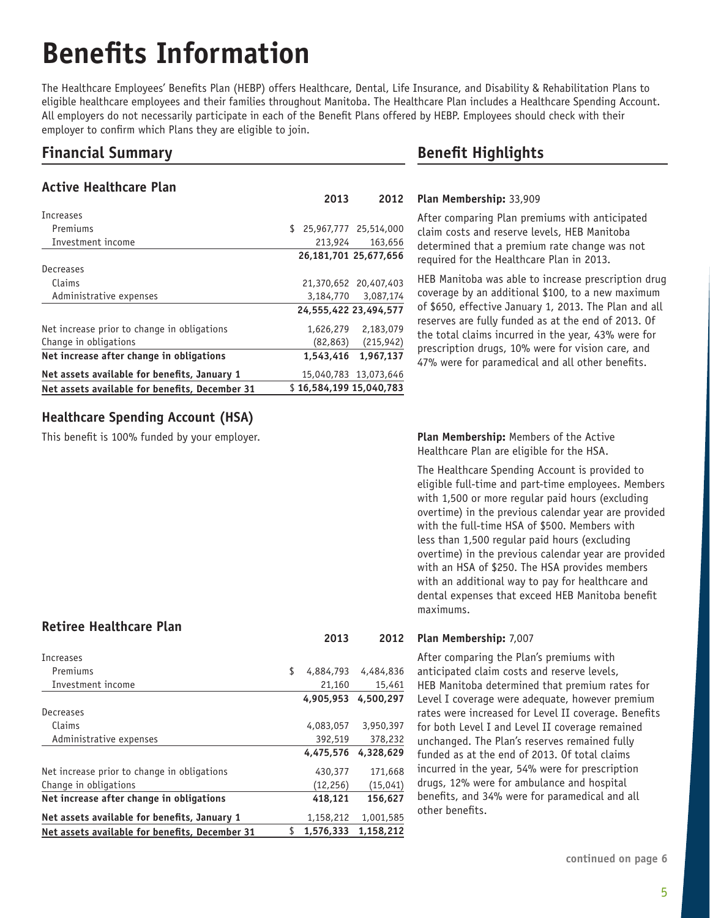# Benefits Information

The Healthcare Employees' Benefits Plan (HEBP) offers Healthcare, Dental, Life Insurance, and Disability & Rehabilitation Plans to eligible healthcare employees and their families throughout Manitoba. The Healthcare Plan includes a Healthcare Spending Account. All employers do not necessarily participate in each of the Benefit Plans offered by HEBP. Employees should check with their employer to confirm which Plans they are eligible to join.

## Financial Summary

### Active Healthcare Plan

| | 2013 | 2012 |
|---|---|---|
| Increases | | |
| Premiums | $ 25,967,777 | 25,514,000 |
| Investment income | 213,924 | 163,656 |
| | **26,181,701** | **25,677,656** |
| Decreases | | |
| Claims | 21,370,652 | 20,407,403 |
| Administrative expenses | 3,184,770 | 3,087,174 |
| | **24,555,422** | **23,494,577** |
| Net increase prior to change in obligations | 1,626,279 | 2,183,079 |
| Change in obligations | (82,863) | (215,942) |
| **Net increase after change in obligations** | **1,543,416** | **1,967,137** |
| **Net assets available for benefits, January 1** | 15,040,783 | 13,073,646 |
| **Net assets available for benefits, December 31** | **$ 16,584,199** | **15,040,783** |

### Healthcare Spending Account (HSA)

This benefit is 100% funded by your employer.

### Retiree Healthcare Plan

| | 2013 | 2012 |
|---|---|---|
| Increases | | |
| Premiums | $ 4,884,793 | 4,484,836 |
| Investment income | 21,160 | 15,461 |
| | **4,905,953** | **4,500,297** |
| Decreases | | |
| Claims | 4,083,057 | 3,950,397 |
| Administrative expenses | 392,519 | 378,232 |
| | **4,475,576** | **4,328,629** |
| Net increase prior to change in obligations | 430,377 | 171,668 |
| Change in obligations | (12,256) | (15,041) |
| **Net increase after change in obligations** | **418,121** | **156,627** |
| **Net assets available for benefits, January 1** | 1,158,212 | 1,001,585 |
| **Net assets available for benefits, December 31** | **$ 1,576,333** | **1,158,212** |

## Benefit Highlights

**Plan Membership:** 33,909

After comparing Plan premiums with anticipated claim costs and reserve levels, HEB Manitoba determined that a premium rate change was not required for the Healthcare Plan in 2013.

HEB Manitoba was able to increase prescription drug coverage by an additional $100, to a new maximum of $650, effective January 1, 2013. The Plan and all reserves are fully funded as at the end of 2013. Of the total claims incurred in the year, 43% were for prescription drugs, 10% were for vision care, and 47% were for paramedical and all other benefits.

**Plan Membership:** Members of the Active Healthcare Plan are eligible for the HSA.

The Healthcare Spending Account is provided to eligible full-time and part-time employees. Members with 1,500 or more regular paid hours (excluding overtime) in the previous calendar year are provided with the full-time HSA of $500. Members with less than 1,500 regular paid hours (excluding overtime) in the previous calendar year are provided with an HSA of $250. The HSA provides members with an additional way to pay for healthcare and dental expenses that exceed HEB Manitoba benefit maximums.

**Plan Membership:** 7,007

After comparing the Plan's premiums with anticipated claim costs and reserve levels, HEB Manitoba determined that premium rates for Level I coverage were adequate, however premium rates were increased for Level II coverage. Benefits for both Level I and Level II coverage remained unchanged. The Plan's reserves remained fully funded as at the end of 2013. Of total claims incurred in the year, 54% were for prescription drugs, 12% were for ambulance and hospital benefits, and 34% were for paramedical and all other benefits.

**continued on page 6**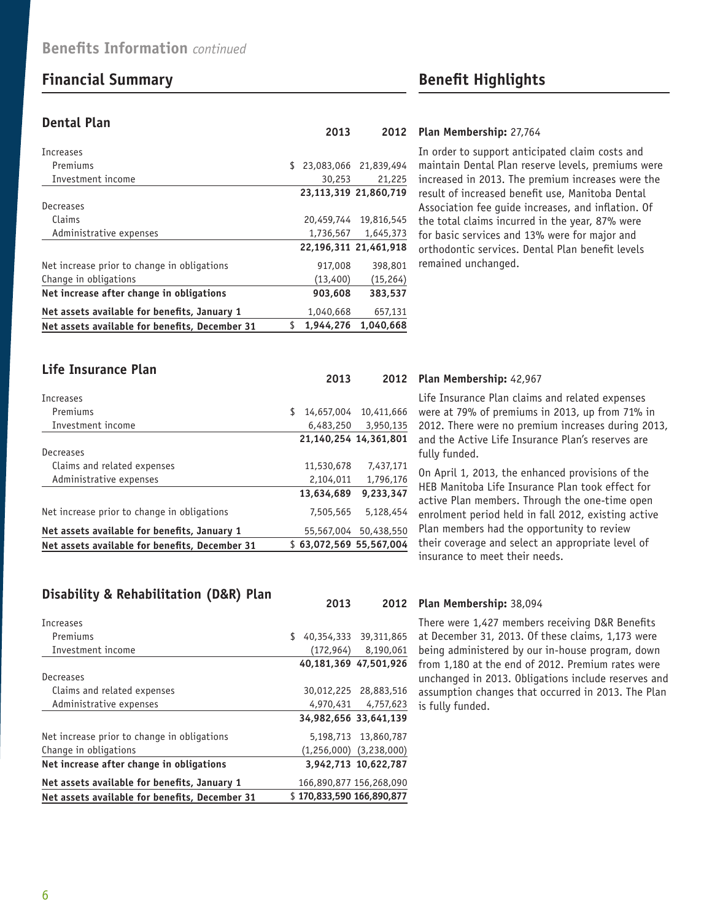## Benefits Information *continued*

## Financial Summary

### Dental Plan

| | 2013 | 2012 |
|---|---|---|
| Increases | | |
| Premiums | $ 23,083,066 | 21,839,494 |
| Investment income | 30,253 | 21,225 |
| | **23,113,319** | **21,860,719** |
| Decreases | | |
| Claims | 20,459,744 | 19,816,545 |
| Administrative expenses | 1,736,567 | 1,645,373 |
| | **22,196,311** | **21,461,918** |
| Net increase prior to change in obligations | 917,008 | 398,801 |
| Change in obligations | (13,400) | (15,264) |
| **Net increase after change in obligations** | **903,608** | **383,537** |
| **Net assets available for benefits, January 1** | 1,040,668 | 657,131 |
| **Net assets available for benefits, December 31** | **$ 1,944,276** | **1,040,668** |

### Life Insurance Plan

| | 2013 | 2012 |
|---|---|---|
| Increases | | |
| Premiums | $ 14,657,004 | 10,411,666 |
| Investment income | 6,483,250 | 3,950,135 |
| | **21,140,254** | **14,361,801** |
| Decreases | | |
| Claims and related expenses | 11,530,678 | 7,437,171 |
| Administrative expenses | 2,104,011 | 1,796,176 |
| | **13,634,689** | **9,233,347** |
| Net increase prior to change in obligations | 7,505,565 | 5,128,454 |
| **Net assets available for benefits, January 1** | 55,567,004 | 50,438,550 |
| **Net assets available for benefits, December 31** | **$ 63,072,569** | **55,567,004** |

### Disability & Rehabilitation (D&R) Plan

| | 2013 | 2012 |
|---|---|---|
| Increases | | |
| Premiums | $ 40,354,333 | 39,311,865 |
| Investment income | (172,964) | 8,190,061 |
| | **40,181,369** | **47,501,926** |
| Decreases | | |
| Claims and related expenses | 30,012,225 | 28,883,516 |
| Administrative expenses | 4,970,431 | 4,757,623 |
| | **34,982,656** | **33,641,139** |
| Net increase prior to change in obligations | 5,198,713 | 13,860,787 |
| Change in obligations | (1,256,000) | (3,238,000) |
| **Net increase after change in obligations** | **3,942,713** | **10,622,787** |
| **Net assets available for benefits, January 1** | 166,890,877 | 156,268,090 |
| **Net assets available for benefits, December 31** | **$ 170,833,590** | **166,890,877** |

## Benefit Highlights

### Dental Plan

**Plan Membership:** 27,764

In order to support anticipated claim costs and maintain Dental Plan reserve levels, premiums were increased in 2013. The premium increases were the result of increased benefit use, Manitoba Dental Association fee guide increases, and inflation. Of the total claims incurred in the year, 87% were for basic services and 13% were for major and orthodontic services. Dental Plan benefit levels remained unchanged.

### Life Insurance Plan

**Plan Membership:** 42,967

Life Insurance Plan claims and related expenses were at 79% of premiums in 2013, up from 71% in 2012. There were no premium increases during 2013, and the Active Life Insurance Plan's reserves are fully funded.

On April 1, 2013, the enhanced provisions of the HEB Manitoba Life Insurance Plan took effect for active Plan members. Through the one-time open enrolment period held in fall 2012, existing active Plan members had the opportunity to review their coverage and select an appropriate level of insurance to meet their needs.

### Disability & Rehabilitation (D&R) Plan

**Plan Membership:** 38,094

There were 1,427 members receiving D&R Benefits at December 31, 2013. Of these claims, 1,173 were being administered by our in-house program, down from 1,180 at the end of 2012. Premium rates were unchanged in 2013. Obligations include reserves and assumption changes that occurred in 2013. The Plan is fully funded.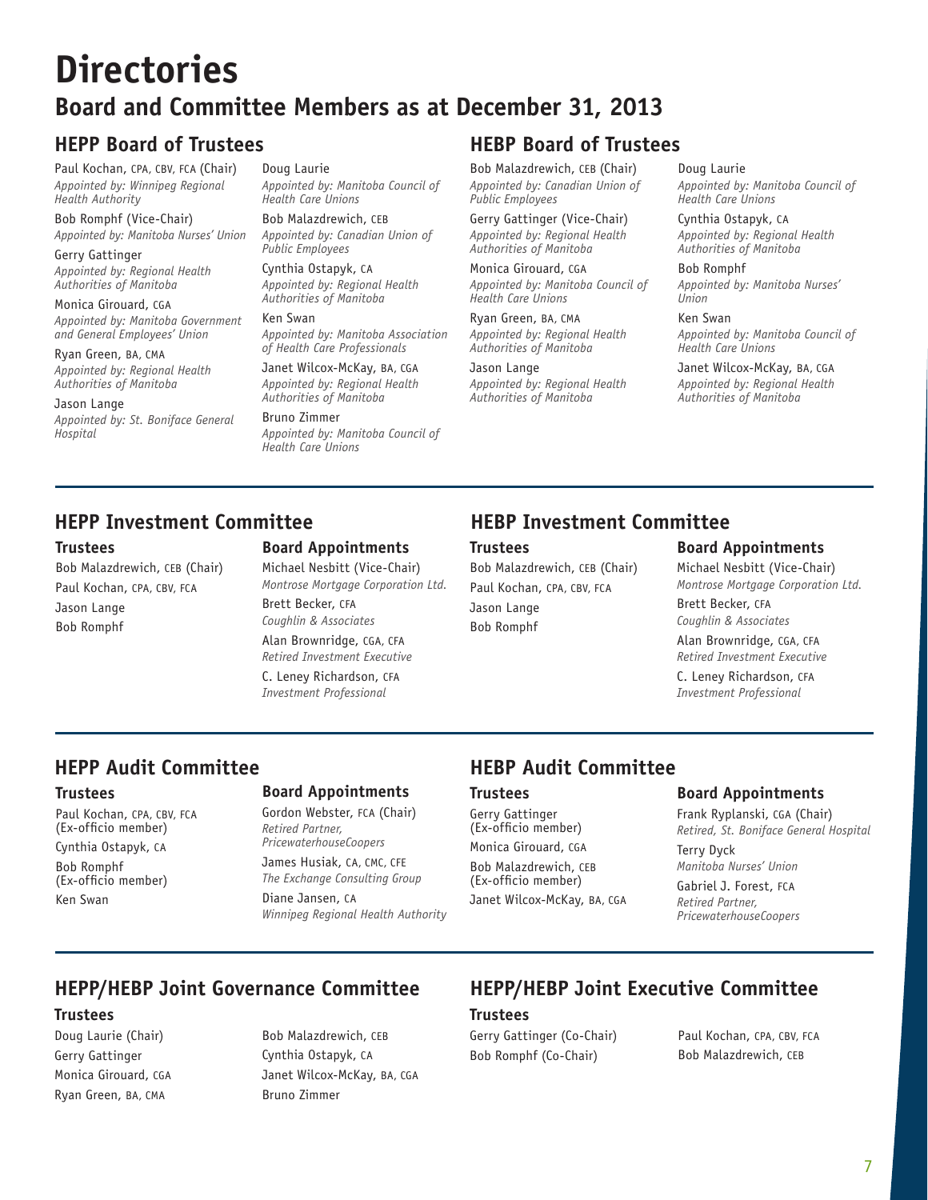# Directories

## Board and Committee Members as at December 31, 2013

### HEPP Board of Trustees

Paul Kochan, CPA, CBV, FCA (Chair)
*Appointed by: Winnipeg Regional Health Authority*

Bob Romphf (Vice-Chair)
*Appointed by: Manitoba Nurses' Union*

Gerry Gattinger
*Appointed by: Regional Health Authorities of Manitoba*

Monica Girouard, CGA
*Appointed by: Manitoba Government and General Employees' Union*

Ryan Green, BA, CMA
*Appointed by: Regional Health Authorities of Manitoba*

Jason Lange
*Appointed by: St. Boniface General Hospital*

Doug Laurie
*Appointed by: Manitoba Council of Health Care Unions*

Bob Malazdrewich, CEB
*Appointed by: Canadian Union of Public Employees*

Cynthia Ostapyk, CA
*Appointed by: Regional Health Authorities of Manitoba*

Ken Swan
*Appointed by: Manitoba Association of Health Care Professionals*

Janet Wilcox-McKay, BA, CGA
*Appointed by: Regional Health Authorities of Manitoba*

Bruno Zimmer
*Appointed by: Manitoba Council of Health Care Unions*

### HEBP Board of Trustees

Bob Malazdrewich, CEB (Chair)
*Appointed by: Canadian Union of Public Employees*

Gerry Gattinger (Vice-Chair)
*Appointed by: Regional Health Authorities of Manitoba*

Monica Girouard, CGA
*Appointed by: Manitoba Council of Health Care Unions*

Ryan Green, BA, CMA
*Appointed by: Regional Health Authorities of Manitoba*

Jason Lange
*Appointed by: Regional Health Authorities of Manitoba*

Doug Laurie
*Appointed by: Manitoba Council of Health Care Unions*

Cynthia Ostapyk, CA
*Appointed by: Regional Health Authorities of Manitoba*

Bob Romphf
*Appointed by: Manitoba Nurses' Union*

Ken Swan
*Appointed by: Manitoba Council of Health Care Unions*

Janet Wilcox-McKay, BA, CGA
*Appointed by: Regional Health Authorities of Manitoba*

### HEPP Investment Committee

**Trustees**

Bob Malazdrewich, CEB (Chair)
Paul Kochan, CPA, CBV, FCA
Jason Lange
Bob Romphf

**Board Appointments**

Michael Nesbitt (Vice-Chair)
*Montrose Mortgage Corporation Ltd.*

Brett Becker, CFA
*Coughlin & Associates*

Alan Brownridge, CGA, CFA
*Retired Investment Executive*

C. Leney Richardson, CFA
*Investment Professional*

### HEBP Investment Committee

**Trustees**

Bob Malazdrewich, CEB (Chair)
Paul Kochan, CPA, CBV, FCA
Jason Lange
Bob Romphf

**Board Appointments**

Michael Nesbitt (Vice-Chair)
*Montrose Mortgage Corporation Ltd.*

Brett Becker, CFA
*Coughlin & Associates*

Alan Brownridge, CGA, CFA
*Retired Investment Executive*

C. Leney Richardson, CFA
*Investment Professional*

### HEPP Audit Committee

**Trustees**

Paul Kochan, CPA, CBV, FCA (Ex-officio member)
Cynthia Ostapyk, CA
Bob Romphf (Ex-officio member)
Ken Swan

**Board Appointments**

Gordon Webster, FCA (Chair)
*Retired Partner, PricewaterhouseCoopers*

James Husiak, CA, CMC, CFE
*The Exchange Consulting Group*

Diane Jansen, CA
*Winnipeg Regional Health Authority*

### HEBP Audit Committee

**Trustees**

Gerry Gattinger (Ex-officio member)
Monica Girouard, CGA
Bob Malazdrewich, CEB (Ex-officio member)
Janet Wilcox-McKay, BA, CGA

**Board Appointments**

Frank Ryplanski, CGA (Chair)
*Retired, St. Boniface General Hospital*

Terry Dyck
*Manitoba Nurses' Union*

Gabriel J. Forest, FCA
*Retired Partner, PricewaterhouseCoopers*

### HEPP/HEBP Joint Governance Committee

**Trustees**

Doug Laurie (Chair)
Gerry Gattinger
Monica Girouard, CGA
Ryan Green, BA, CMA
Bob Malazdrewich, CEB
Cynthia Ostapyk, CA
Janet Wilcox-McKay, BA, CGA
Bruno Zimmer

### HEPP/HEBP Joint Executive Committee

**Trustees**

Gerry Gattinger (Co-Chair)
Bob Romphf (Co-Chair)
Paul Kochan, CPA, CBV, FCA
Bob Malazdrewich, CEB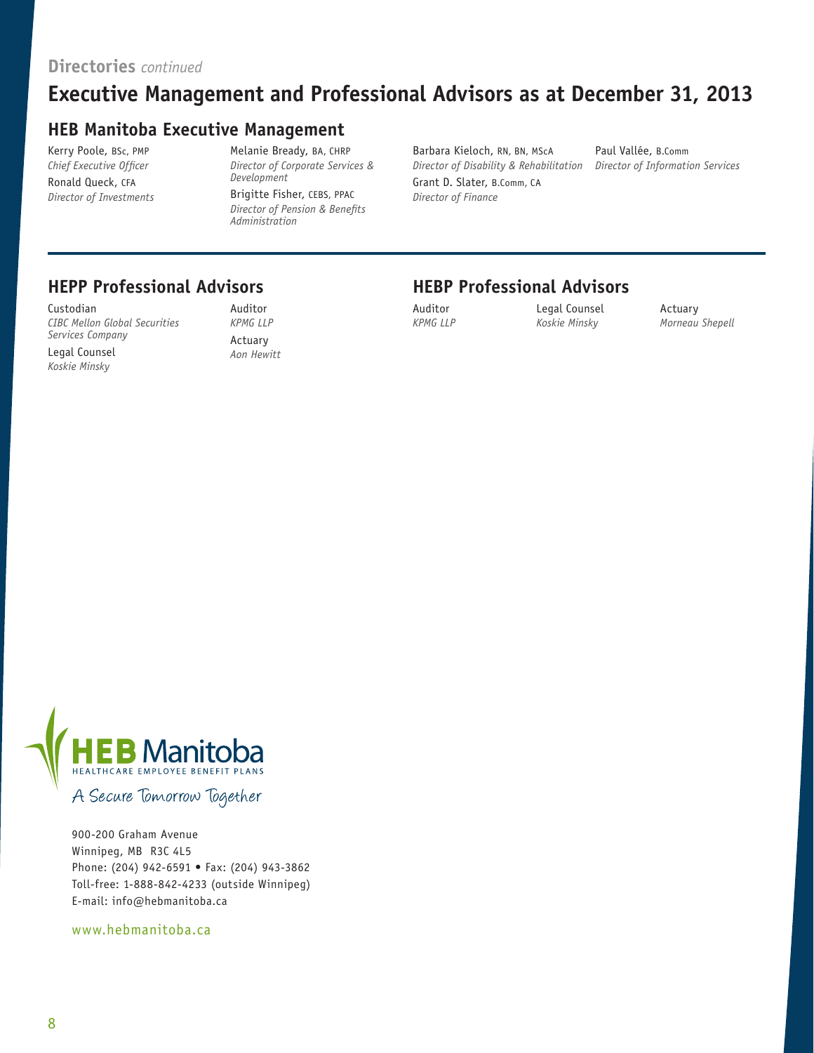**Directories** *continued*

# Executive Management and Professional Advisors as at December 31, 2013

## HEB Manitoba Executive Management

Kerry Poole, BSc, PMP
*Chief Executive Officer*

Ronald Queck, CFA
*Director of Investments*

Melanie Bready, BA, CHRP
*Director of Corporate Services & Development*

Brigitte Fisher, CEBS, PPAC
*Director of Pension & Benefits Administration*

Barbara Kieloch, RN, BN, MScA
*Director of Disability & Rehabilitation*

Grant D. Slater, B.Comm, CA
*Director of Finance*

Paul Vallée, B.Comm
*Director of Information Services*

## HEPP Professional Advisors

Custodian
*CIBC Mellon Global Securities Services Company*

Legal Counsel
*Koskie Minsky*

Auditor
*KPMG LLP*

Actuary
*Aon Hewitt*

## HEBP Professional Advisors

Auditor
*KPMG LLP*

Legal Counsel
*Koskie Minsky*

Actuary
*Morneau Shepell*

HEB Manitoba
HEALTHCARE EMPLOYEE BENEFIT PLANS

A Secure Tomorrow Together

900-200 Graham Avenue
Winnipeg, MB R3C 4L5
Phone: (204) 942-6591 • Fax: (204) 943-3862
Toll-free: 1-888-842-4233 (outside Winnipeg)
E-mail: info@hebmanitoba.ca

www.hebmanitoba.ca